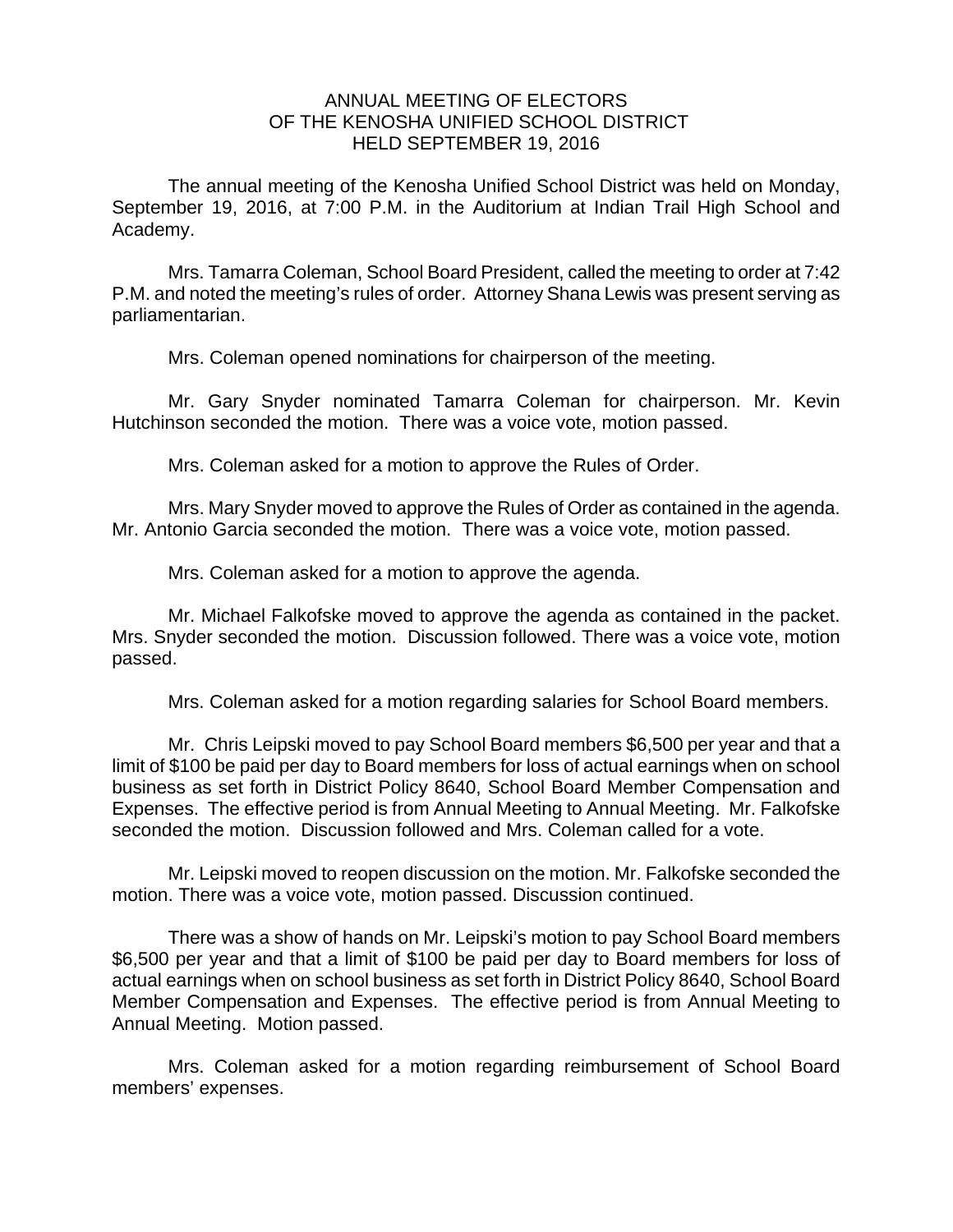# ANNUAL MEETING OF ELECTORS
# OF THE KENOSHA UNIFIED SCHOOL DISTRICT
# HELD SEPTEMBER 19, 2016

The annual meeting of the Kenosha Unified School District was held on Monday, September 19, 2016, at 7:00 P.M. in the Auditorium at Indian Trail High School and Academy.

Mrs. Tamarra Coleman, School Board President, called the meeting to order at 7:42 P.M. and noted the meeting's rules of order. Attorney Shana Lewis was present serving as parliamentarian.

Mrs. Coleman opened nominations for chairperson of the meeting.

Mr. Gary Snyder nominated Tamarra Coleman for chairperson. Mr. Kevin Hutchinson seconded the motion. There was a voice vote, motion passed.

Mrs. Coleman asked for a motion to approve the Rules of Order.

Mrs. Mary Snyder moved to approve the Rules of Order as contained in the agenda. Mr. Antonio Garcia seconded the motion. There was a voice vote, motion passed.

Mrs. Coleman asked for a motion to approve the agenda.

Mr. Michael Falkofske moved to approve the agenda as contained in the packet. Mrs. Snyder seconded the motion. Discussion followed. There was a voice vote, motion passed.

Mrs. Coleman asked for a motion regarding salaries for School Board members.

Mr. Chris Leipski moved to pay School Board members $6,500 per year and that a limit of $100 be paid per day to Board members for loss of actual earnings when on school business as set forth in District Policy 8640, School Board Member Compensation and Expenses. The effective period is from Annual Meeting to Annual Meeting. Mr. Falkofske seconded the motion. Discussion followed and Mrs. Coleman called for a vote.

Mr. Leipski moved to reopen discussion on the motion. Mr. Falkofske seconded the motion. There was a voice vote, motion passed. Discussion continued.

There was a show of hands on Mr. Leipski's motion to pay School Board members $6,500 per year and that a limit of $100 be paid per day to Board members for loss of actual earnings when on school business as set forth in District Policy 8640, School Board Member Compensation and Expenses. The effective period is from Annual Meeting to Annual Meeting. Motion passed.

Mrs. Coleman asked for a motion regarding reimbursement of School Board members' expenses.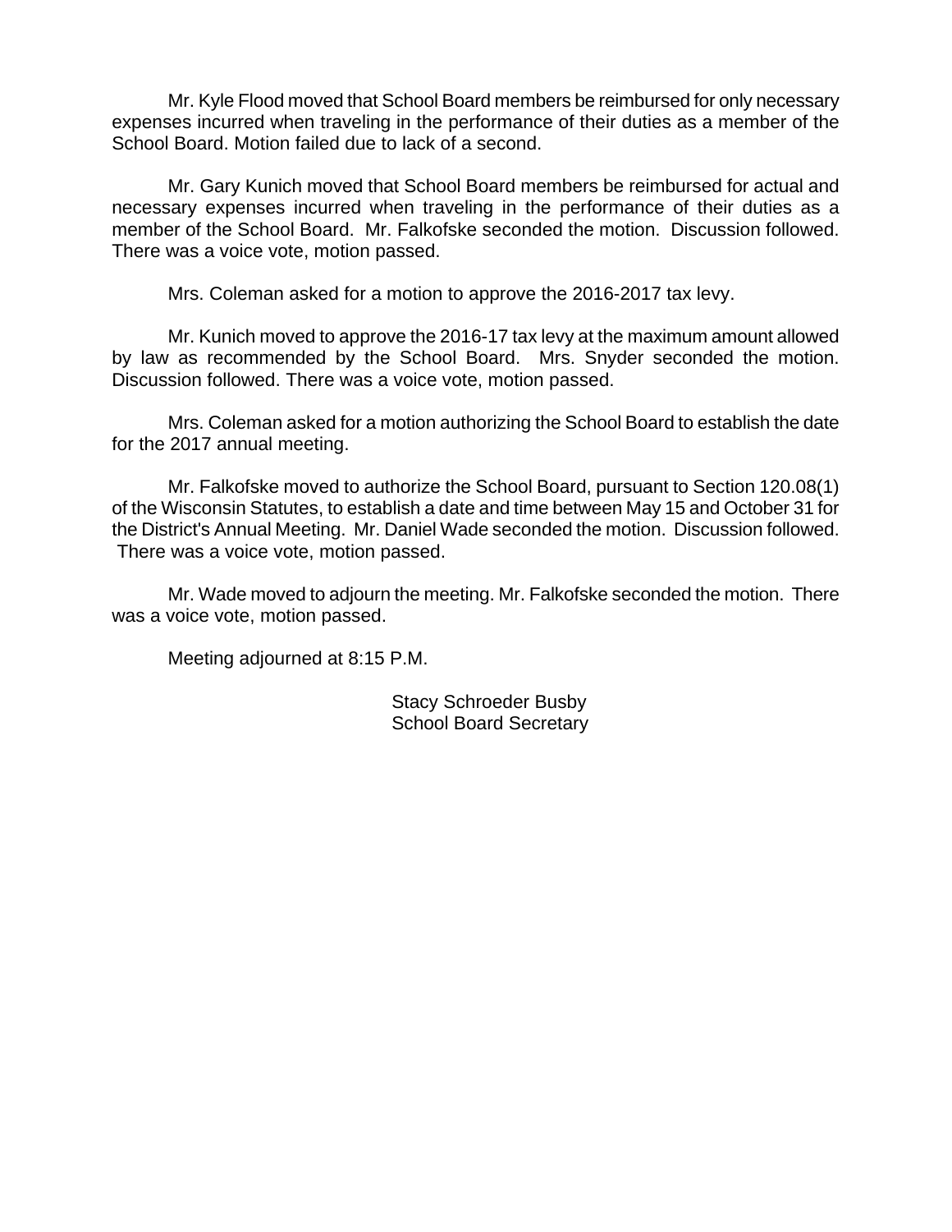Mr. Kyle Flood moved that School Board members be reimbursed for only necessary expenses incurred when traveling in the performance of their duties as a member of the School Board. Motion failed due to lack of a second.

Mr. Gary Kunich moved that School Board members be reimbursed for actual and necessary expenses incurred when traveling in the performance of their duties as a member of the School Board. Mr. Falkofske seconded the motion. Discussion followed. There was a voice vote, motion passed.

Mrs. Coleman asked for a motion to approve the 2016-2017 tax levy.

Mr. Kunich moved to approve the 2016-17 tax levy at the maximum amount allowed by law as recommended by the School Board. Mrs. Snyder seconded the motion. Discussion followed. There was a voice vote, motion passed.

Mrs. Coleman asked for a motion authorizing the School Board to establish the date for the 2017 annual meeting.

Mr. Falkofske moved to authorize the School Board, pursuant to Section 120.08(1) of the Wisconsin Statutes, to establish a date and time between May 15 and October 31 for the District's Annual Meeting. Mr. Daniel Wade seconded the motion. Discussion followed. There was a voice vote, motion passed.

Mr. Wade moved to adjourn the meeting. Mr. Falkofske seconded the motion. There was a voice vote, motion passed.

Meeting adjourned at 8:15 P.M.

Stacy Schroeder Busby
School Board Secretary